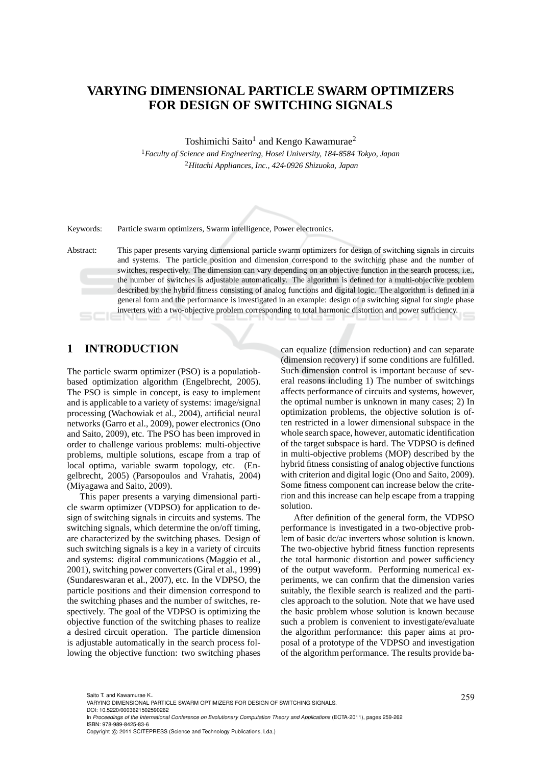# VARYING DIMENSIONAL PARTICLE SWARM OPTIMIZERS FOR DESIGN OF SWITCHING SIGNALS

Toshimichi Saito[1] and Kengo Kawamurae[2]

[1]*Faculty of Science and Engineering, Hosei University, 184-8584 Tokyo, Japan*
[2]*Hitachi Appliances, Inc., 424-0926 Shizuoka, Japan*

Keywords: Particle swarm optimizers, Swarm intelligence, Power electronics.

Abstract: This paper presents varying dimensional particle swarm optimizers for design of switching signals in circuits and systems. The particle position and dimension correspond to the switching phase and the number of switches, respectively. The dimension can vary depending on an objective function in the search process, i.e., the number of switches is adjustable automatically. The algorithm is defined for a multi-objective problem described by the hybrid fitness consisting of analog functions and digital logic. The algorithm is defined in a general form and the performance is investigated in an example: design of a switching signal for single phase inverters with a two-objective problem corresponding to total harmonic distortion and power sufficiency.

## 1 INTRODUCTION

The particle swarm optimizer (PSO) is a populatiob-based optimization algorithm (Engelbrecht, 2005). The PSO is simple in concept, is easy to implement and is applicable to a variety of systems: image/signal processing (Wachowiak et al., 2004), artificial neural networks (Garro et al., 2009), power electronics (Ono and Saito, 2009), etc. The PSO has been improved in order to challenge various problems: multi-objective problems, multiple solutions, escape from a trap of local optima, variable swarm topology, etc. (Engelbrecht, 2005) (Parsopoulos and Vrahatis, 2004) (Miyagawa and Saito, 2009).

This paper presents a varying dimensional particle swarm optimizer (VDPSO) for application to design of switching signals in circuits and systems. The switching signals, which determine the on/off timing, are characterized by the switching phases. Design of such switching signals is a key in a variety of circuits and systems: digital communications (Maggio et al., 2001), switching power converters (Giral et al., 1999) (Sundareswaran et al., 2007), etc. In the VDPSO, the particle positions and their dimension correspond to the switching phases and the number of switches, respectively. The goal of the VDPSO is optimizing the objective function of the switching phases to realize a desired circuit operation. The particle dimension is adjustable automatically in the search process following the objective function: two switching phases can equalize (dimension reduction) and can separate (dimension recovery) if some conditions are fulfilled. Such dimension control is important because of several reasons including 1) The number of switchings affects performance of circuits and systems, however, the optimal number is unknown in many cases; 2) In optimization problems, the objective solution is often restricted in a lower dimensional subspace in the whole search space, however, automatic identification of the target subspace is hard. The VDPSO is defined in multi-objective problems (MOP) described by the hybrid fitness consisting of analog objective functions with criterion and digital logic (Ono and Saito, 2009). Some fitness component can increase below the criterion and this increase can help escape from a trapping solution.

After definition of the general form, the VDPSO performance is investigated in a two-objective problem of basic dc/ac inverters whose solution is known. The two-objective hybrid fitness function represents the total harmonic distortion and power sufficiency of the output waveform. Performing numerical experiments, we can confirm that the dimension varies suitably, the flexible search is realized and the particles approach to the solution. Note that we have used the basic problem whose solution is known because such a problem is convenient to investigate/evaluate the algorithm performance: this paper aims at proposal of a prototype of the VDPSO and investigation of the algorithm performance. The results provide ba-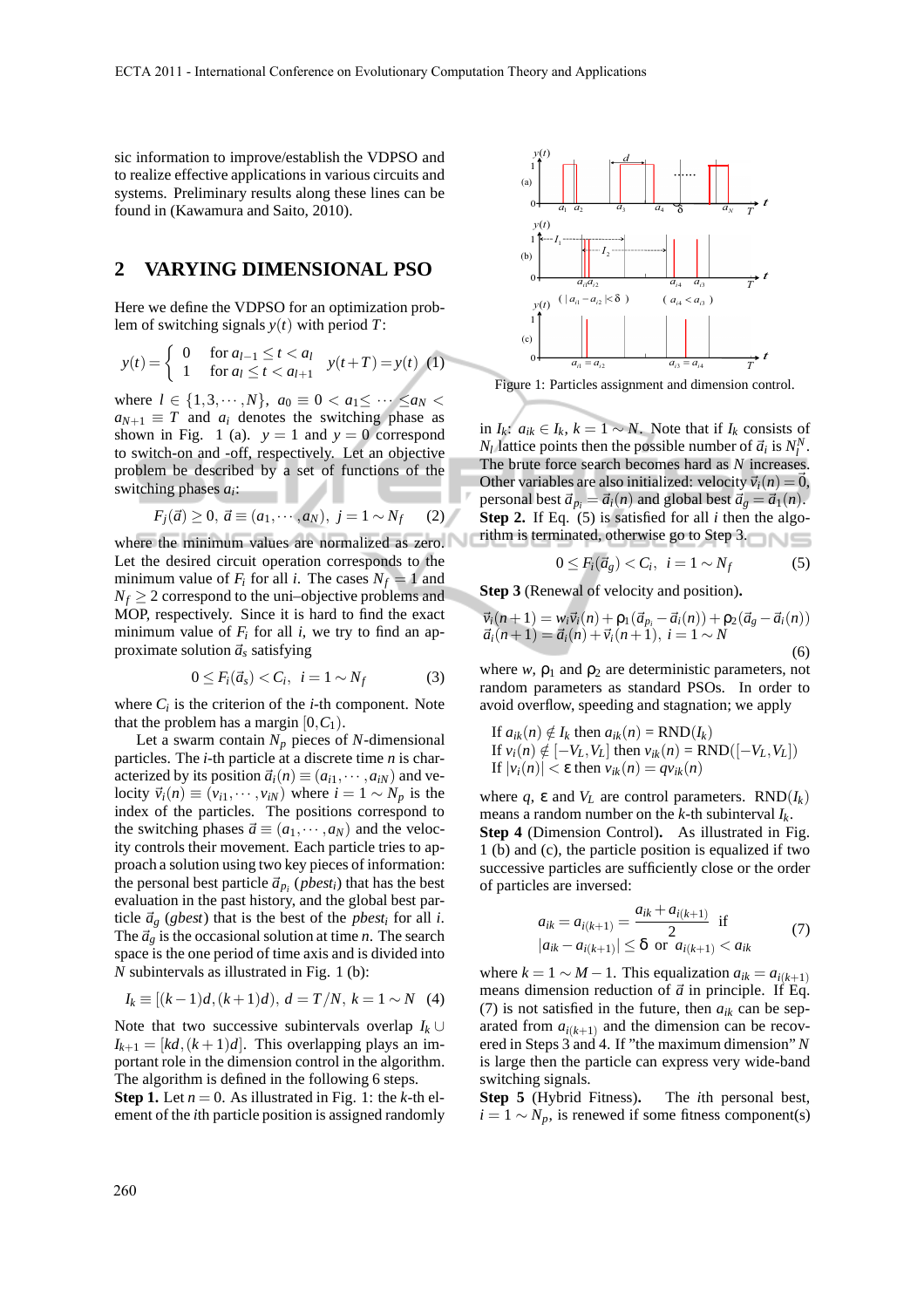sic information to improve/establish the VDPSO and to realize effective applications in various circuits and systems. Preliminary results along these lines can be found in (Kawamura and Saito, 2010).

## 2 VARYING DIMENSIONAL PSO

Here we define the VDPSO for an optimization problem of switching signals $y(t)$ with period $T$:

$$y(t) = \begin{cases} 0 & \text{for } a_{l-1} \le t < a_l \\ 1 & \text{for } a_l \le t < a_{l+1} \end{cases} \quad y(t+T) = y(t) \quad (1)$$

where $l \in \{1, 3, \cdots, N\}$, $a_0 \equiv 0 < a_1 \le \cdots \le a_N < a_{N+1} \equiv T$ and $a_i$ denotes the switching phase as shown in Fig. 1 (a). $y = 1$ and $y = 0$ correspond to switch-on and -off, respectively. Let an objective problem be described by a set of functions of the switching phases $a_i$:

$$F_j(\vec{a}) \ge 0,\ \vec{a} \equiv (a_1, \cdots, a_N),\ j = 1 \sim N_f \quad (2)$$

where the minimum values are normalized as zero. Let the desired circuit operation corresponds to the minimum value of $F_i$ for all $i$. The cases $N_f = 1$ and $N_f \ge 2$ correspond to the uni–objective problems and MOP, respectively. Since it is hard to find the exact minimum value of $F_i$ for all $i$, we try to find an approximate solution $\vec{a}_s$ satisfying

$$0 \le F_i(\vec{a}_s) < C_i, \quad i = 1 \sim N_f \quad (3)$$

where $C_i$ is the criterion of the $i$-th component. Note that the problem has a margin $[0, C_1)$.

Let a swarm contain $N_p$ pieces of $N$-dimensional particles. The $i$-th particle at a discrete time $n$ is characterized by its position $\vec{a}_i(n) \equiv (a_{i1}, \cdots, a_{iN})$ and velocity $\vec{v}_i(n) \equiv (v_{i1}, \cdots, v_{iN})$ where $i = 1 \sim N_p$ is the index of the particles. The positions correspond to the switching phases $\vec{a} \equiv (a_1, \cdots, a_N)$ and the velocity controls their movement. Each particle tries to approach a solution using two key pieces of information: the personal best particle $\vec{a}_{p_i}$ ($pbest_i$) that has the best evaluation in the past history, and the global best particle $\vec{a}_g$ ($gbest$) that is the best of the $pbest_i$ for all $i$. The $\vec{a}_g$ is the occasional solution at time $n$. The search space is the one period of time axis and is divided into $N$ subintervals as illustrated in Fig. 1 (b):

$$I_k \equiv [(k-1)d, (k+1)d),\ d = T/N,\ k = 1 \sim N \quad (4)$$

Note that two successive subintervals overlap $I_k \cup I_{k+1} = [kd, (k+1)d]$. This overlapping plays an important role in the dimension control in the algorithm. The algorithm is defined in the following 6 steps.

**Step 1.** Let $n = 0$. As illustrated in Fig. 1: the $k$-th element of the $i$th particle position is assigned randomly in $I_k$: $a_{ik} \in I_k$, $k = 1 \sim N$. Note that if $I_k$ consists of $N_l$ lattice points then the possible number of $\vec{a}_i$ is $N_l^N$. The brute force search becomes hard as $N$ increases. Other variables are also initialized: velocity $\vec{v}_i(n) = \vec{0}$, personal best $\vec{a}_{p_i} = \vec{a}_i(n)$ and global best $\vec{a}_g = \vec{a}_1(n)$.

Figure 1: Particles assignment and dimension control.

**Step 2.** If Eq. (5) is satisfied for all $i$ then the algorithm is terminated, otherwise go to Step 3.

$$0 \le F_i(\vec{a}_g) < C_i, \quad i = 1 \sim N_f \quad (5)$$

**Step 3** (Renewal of velocity and position)**.**

$$\begin{aligned} \vec{v}_i(n+1) &= w_i \vec{v}_i(n) + \rho_1(\vec{a}_{p_i} - \vec{a}_i(n)) + \rho_2(\vec{a}_g - \vec{a}_i(n)) \\ \vec{a}_i(n+1) &= \vec{a}_i(n) + \vec{v}_i(n+1),\ i = 1 \sim N \end{aligned} \quad (6)$$

where $w$, $\rho_1$ and $\rho_2$ are deterministic parameters, not random parameters as standard PSOs. In order to avoid overflow, speeding and stagnation; we apply

If $a_{ik}(n) \notin I_k$ then $a_{ik}(n)$ = RND$(I_k)$
If $v_i(n) \notin [-V_L, V_L]$ then $v_{ik}(n)$ = RND$([-V_L, V_L])$
If $|v_i(n)| < \varepsilon$ then $v_{ik}(n) = q v_{ik}(n)$

where $q$, $\varepsilon$ and $V_L$ are control parameters. RND$(I_k)$ means a random number on the $k$-th subinterval $I_k$.

**Step 4** (Dimension Control)**.** As illustrated in Fig. 1 (b) and (c), the particle position is equalized if two successive particles are sufficiently close or the order of particles are inversed:

$$a_{ik} = a_{i(k+1)} = \frac{a_{ik} + a_{i(k+1)}}{2} \quad \text{if} \quad |a_{ik} - a_{i(k+1)}| \le \delta \ \text{ or } \ a_{i(k+1)} < a_{ik} \quad (7)$$

where $k = 1 \sim M - 1$. This equalization $a_{ik} = a_{i(k+1)}$ means dimension reduction of $\vec{a}$ in principle. If Eq. (7) is not satisfied in the future, then $a_{ik}$ can be separated from $a_{i(k+1)}$ and the dimension can be recovered in Steps 3 and 4. If "the maximum dimension" $N$ is large then the particle can express very wide-band switching signals.

**Step 5** (Hybrid Fitness)**.** The $i$th personal best, $i = 1 \sim N_p$, is renewed if some fitness component(s)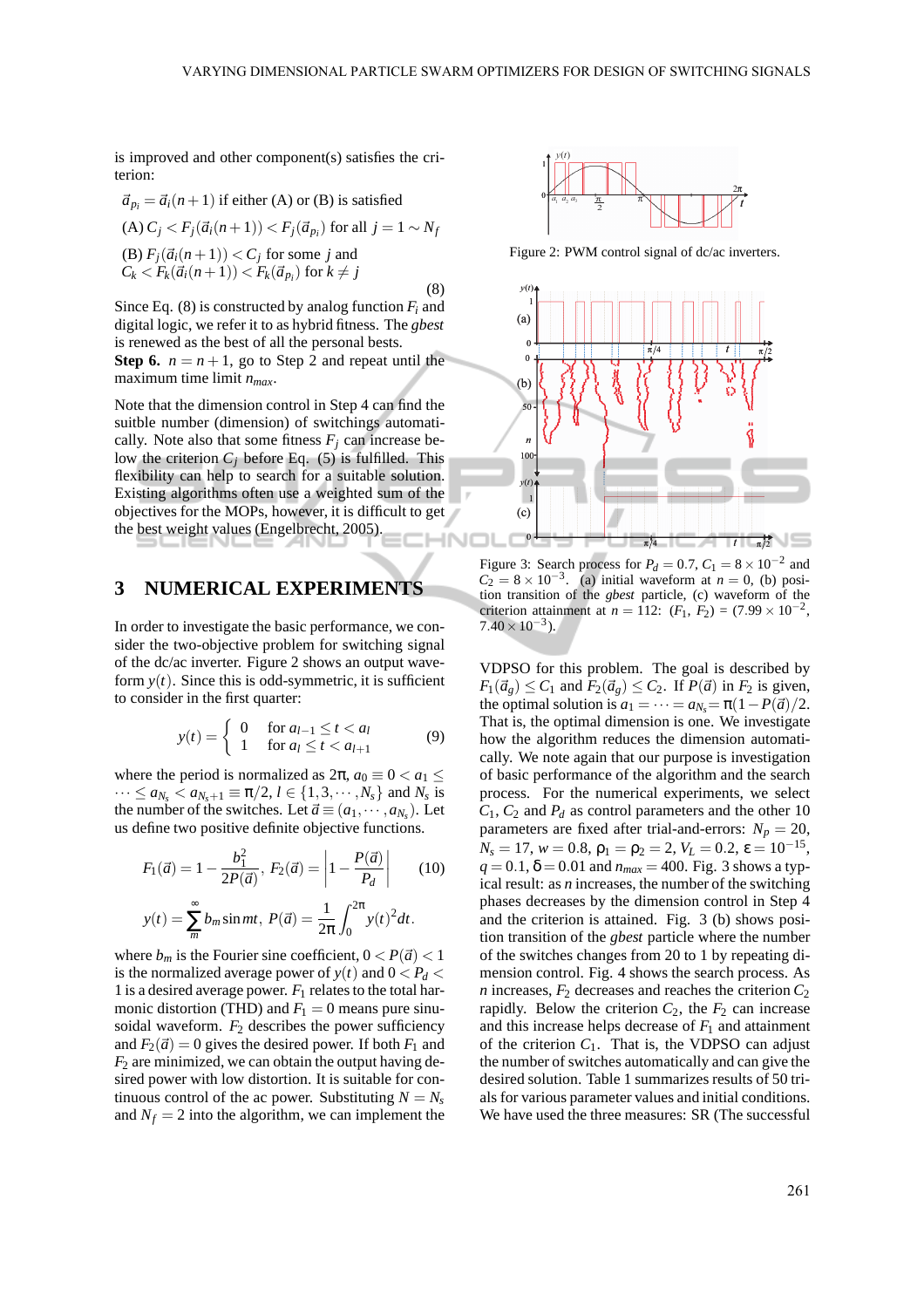is improved and other component(s) satisfies the criterion:

$\vec{a}_{p_i} = \vec{a}_i(n+1)$ if either (A) or (B) is satisfied

(A) $C_j < F_j(\vec{a}_i(n+1)) < F_j(\vec{a}_{p_i})$ for all $j = 1 \sim N_f$

(B) $F_j(\vec{a}_i(n+1)) < C_j$ for some $j$ and
$C_k < F_k(\vec{a}_i(n+1)) < F_k(\vec{a}_{p_i})$ for $k \neq j$

(8)

Since Eq. (8) is constructed by analog function $F_i$ and digital logic, we refer it to as hybrid fitness. The *gbest* is renewed as the best of all the personal bests.

**Step 6.** $n = n+1$, go to Step 2 and repeat until the maximum time limit $n_{max}$.

Note that the dimension control in Step 4 can find the suitble number (dimension) of switchings automatically. Note also that some fitness $F_j$ can increase below the criterion $C_j$ before Eq. (5) is fulfilled. This flexibility can help to search for a suitable solution. Existing algorithms often use a weighted sum of the objectives for the MOPs, however, it is difficult to get the best weight values (Engelbrecht, 2005).

## 3 NUMERICAL EXPERIMENTS

In order to investigate the basic performance, we consider the two-objective problem for switching signal of the dc/ac inverter. Figure 2 shows an output waveform $y(t)$. Since this is odd-symmetric, it is sufficient to consider in the first quarter:

$$y(t) = \begin{cases} 0 & \text{for } a_{l-1} \leq t < a_l \\ 1 & \text{for } a_l \leq t < a_{l+1} \end{cases} \quad (9)$$

where the period is normalized as $2\pi$, $a_0 \equiv 0 < a_1 \leq \cdots \leq a_{N_s} < a_{N_s+1} \equiv \pi/2$, $l \in \{1, 3, \cdots, N_s\}$ and $N_s$ is the number of the switches. Let $\vec{a} \equiv (a_1, \cdots, a_{N_s})$. Let us define two positive definite objective functions.

$$F_1(\vec{a}) = 1 - \frac{b_1^2}{2P(\vec{a})}, \; F_2(\vec{a}) = \left| 1 - \frac{P(\vec{a})}{P_d} \right| \quad (10)$$

$$y(t) = \sum_m^{\infty} b_m \sin mt, \; P(\vec{a}) = \frac{1}{2\pi} \int_0^{2\pi} y(t)^2 dt.$$

where $b_m$ is the Fourier sine coefficient, $0 < P(\vec{a}) < 1$ is the normalized average power of $y(t)$ and $0 < P_d < 1$ is a desired average power. $F_1$ relates to the total harmonic distortion (THD) and $F_1 = 0$ means pure sinusoidal waveform. $F_2$ describes the power sufficiency and $F_2(\vec{a}) = 0$ gives the desired power. If both $F_1$ and $F_2$ are minimized, we can obtain the output having desired power with low distortion. It is suitable for continuous control of the ac power. Substituting $N = N_s$ and $N_f = 2$ into the algorithm, we can implement the VDPSO for this problem. The goal is described by $F_1(\vec{a}_g) \leq C_1$ and $F_2(\vec{a}_g) \leq C_2$. If $P(\vec{a})$ in $F_2$ is given, the optimal solution is $a_1 = \cdots = a_{N_s} = \pi(1 - P(\vec{a}))/2$. That is, the optimal dimension is one. We investigate how the algorithm reduces the dimension automatically. We note again that our purpose is investigation of basic performance of the algorithm and the search process. For the numerical experiments, we select $C_1$, $C_2$ and $P_d$ as control parameters and the other 10 parameters are fixed after trial-and-errors: $N_p = 20$, $N_s = 17$, $w = 0.8$, $\rho_1 = \rho_2 = 2$, $V_L = 0.2$, $\varepsilon = 10^{-15}$, $q = 0.1$, $\delta = 0.01$ and $n_{max} = 400$. Fig. 3 shows a typical result: as $n$ increases, the number of the switching phases decreases by the dimension control in Step 4 and the criterion is attained. Fig. 3 (b) shows position transition of the *gbest* particle where the number of the switches changes from 20 to 1 by repeating dimension control. Fig. 4 shows the search process. As $n$ increases, $F_2$ decreases and reaches the criterion $C_2$ rapidly. Below the criterion $C_2$, the $F_2$ can increase and this increase helps decrease of $F_1$ and attainment of the criterion $C_1$. That is, the VDPSO can adjust the number of switches automatically and can give the desired solution. Table 1 summarizes results of 50 trials for various parameter values and initial conditions. We have used the three measures: SR (The successful

Figure 2: PWM control signal of dc/ac inverters.

Figure 3: Search process for $P_d = 0.7$, $C_1 = 8 \times 10^{-2}$ and $C_2 = 8 \times 10^{-3}$. (a) initial waveform at $n = 0$, (b) position transition of the *gbest* particle, (c) waveform of the criterion attainment at $n = 112$: $(F_1, F_2) = (7.99 \times 10^{-2}, 7.40 \times 10^{-3})$.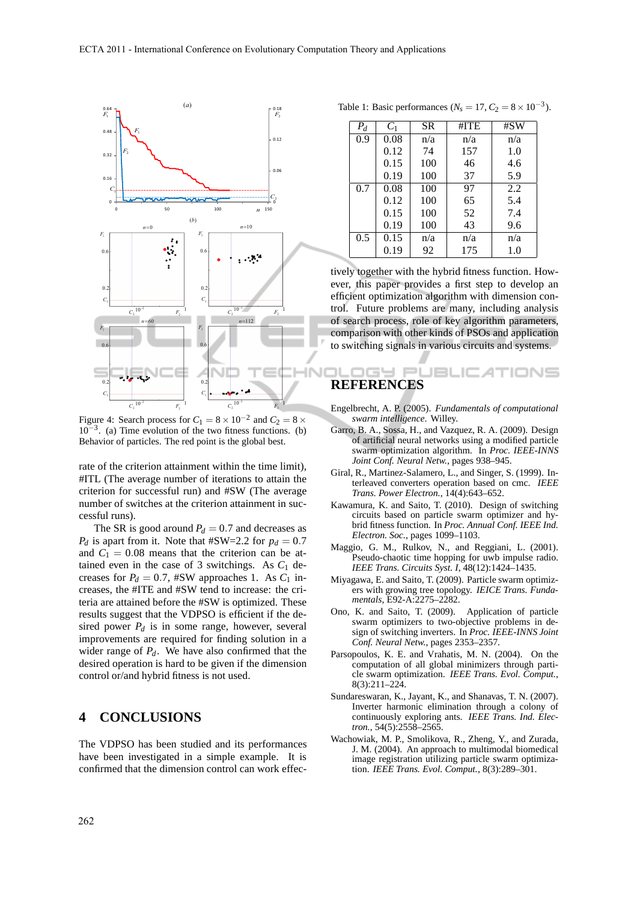Figure 4: Search process for $C_1 = 8 \times 10^{-2}$ and $C_2 = 8 \times 10^{-3}$. (a) Time evolution of the two fitness functions. (b) Behavior of particles. The red point is the global best.

rate of the criterion attainment within the time limit), #ITL (The average number of iterations to attain the criterion for successful run) and #SW (The average number of switches at the criterion attainment in successful runs).

The SR is good around $P_d = 0.7$ and decreases as $P_d$ is apart from it. Note that #SW=2.2 for $p_d = 0.7$ and $C_1 = 0.08$ means that the criterion can be attained even in the case of 3 switchings. As $C_1$ decreases for $P_d = 0.7$, #SW approaches 1. As $C_1$ increases, the #ITE and #SW tend to increase: the criteria are attained before the #SW is optimized. These results suggest that the VDPSO is efficient if the desired power $P_d$ is in some range, however, several improvements are required for finding solution in a wider range of $P_d$. We have also confirmed that the desired operation is hard to be given if the dimension control or/and hybrid fitness is not used.

## 4 CONCLUSIONS

The VDPSO has been studied and its performances have been investigated in a simple example. It is confirmed that the dimension control can work effectively together with the hybrid fitness function. However, this paper provides a first step to develop an efficient optimization algorithm with dimension control. Future problems are many, including analysis of search process, role of key algorithm parameters, comparison with other kinds of PSOs and application to switching signals in various circuits and systems.

Table 1: Basic performances ($N_s = 17, C_2 = 8 \times 10^{-3}$).

| $P_d$ | $C_1$ | SR | #ITE | #SW |
|---|---|---|---|---|
| 0.9 | 0.08 | n/a | n/a | n/a |
| | 0.12 | 74 | 157 | 1.0 |
| | 0.15 | 100 | 46 | 4.6 |
| | 0.19 | 100 | 37 | 5.9 |
| 0.7 | 0.08 | 100 | 97 | 2.2 |
| | 0.12 | 100 | 65 | 5.4 |
| | 0.15 | 100 | 52 | 7.4 |
| | 0.19 | 100 | 43 | 9.6 |
| 0.5 | 0.15 | n/a | n/a | n/a |
| | 0.19 | 92 | 175 | 1.0 |

## REFERENCES

Engelbrecht, A. P. (2005). *Fundamentals of computational swarm intelligence*. Willey.

Garro, B. A., Sossa, H., and Vazquez, R. A. (2009). Design of artificial neural networks using a modified particle swarm optimization algorithm. In *Proc. IEEE-INNS Joint Conf. Neural Netw.*, pages 938–945.

Giral, R., Martinez-Salamero, L., and Singer, S. (1999). Interleaved converters operation based on cmc. *IEEE Trans. Power Electron.*, 14(4):643–652.

Kawamura, K. and Saito, T. (2010). Design of switching circuits based on particle swarm optimizer and hybrid fitness function. In *Proc. Annual Conf. IEEE Ind. Electron. Soc.*, pages 1099–1103.

Maggio, G. M., Rulkov, N., and Reggiani, L. (2001). Pseudo-chaotic time hopping for uwb impulse radio. *IEEE Trans. Circuits Syst. I*, 48(12):1424–1435.

Miyagawa, E. and Saito, T. (2009). Particle swarm optimizers with growing tree topology. *IEICE Trans. Fundamentals*, E92-A:2275–2282.

Ono, K. and Saito, T. (2009). Application of particle swarm optimizers to two-objective problems in design of switching inverters. In *Proc. IEEE-INNS Joint Conf. Neural Netw.*, pages 2353–2357.

Parsopoulos, K. E. and Vrahatis, M. N. (2004). On the computation of all global minimizers through particle swarm optimization. *IEEE Trans. Evol. Comput.*, 8(3):211–224.

Sundareswaran, K., Jayant, K., and Shanavas, T. N. (2007). Inverter harmonic elimination through a colony of continuously exploring ants. *IEEE Trans. Ind. Electron.*, 54(5):2558–2565.

Wachowiak, M. P., Smolikova, R., Zheng, Y., and Zurada, J. M. (2004). An approach to multimodal biomedical image registration utilizing particle swarm optimization. *IEEE Trans. Evol. Comput.*, 8(3):289–301.